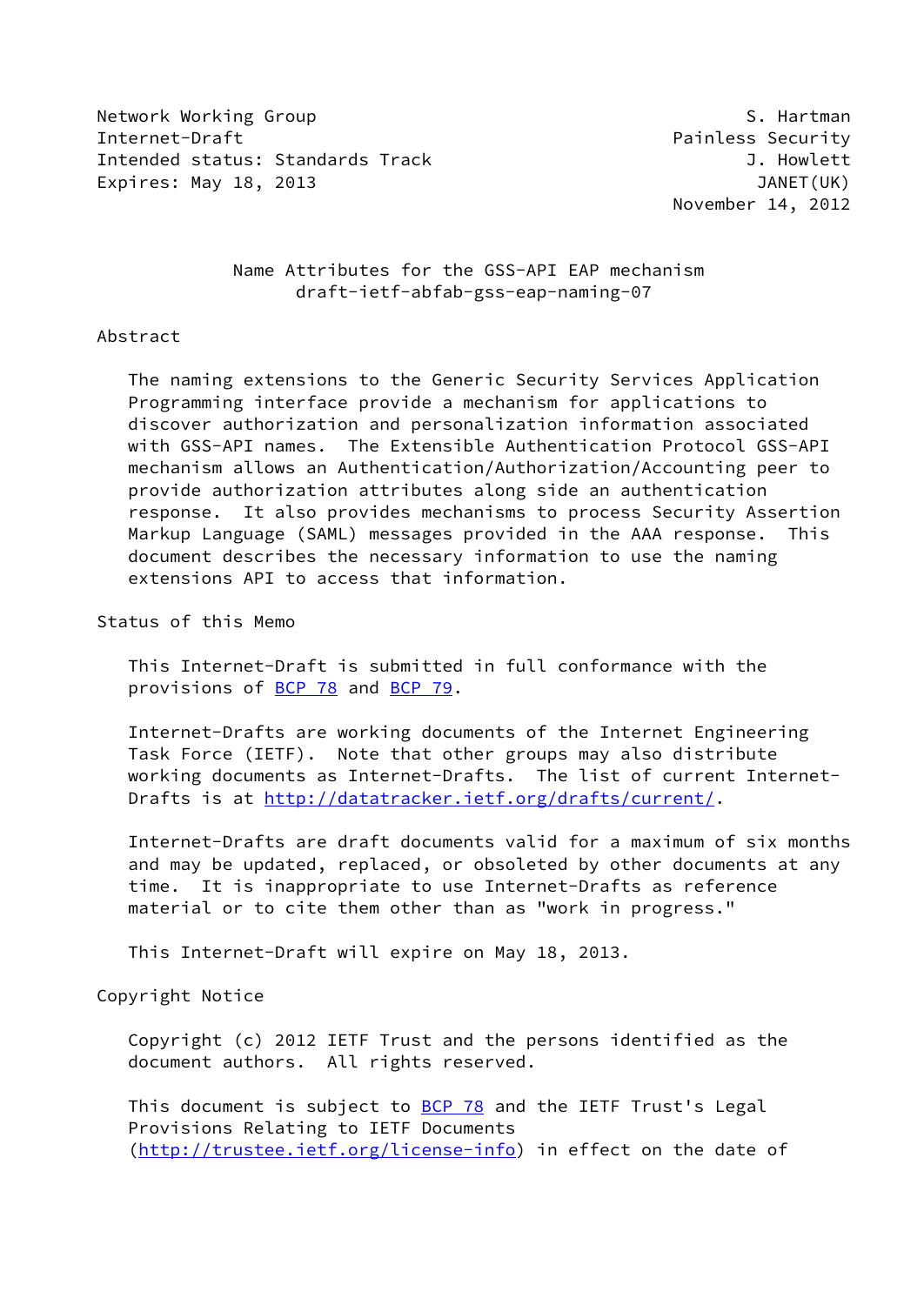Network Working Group S. Hartman
Internet-Draft Painless Security
Intended status: Standards Track J. Howlett
Expires: May 18, 2013 JANET(UK)
November 14, 2012

# Name Attributes for the GSS-API EAP mechanism
draft-ietf-abfab-gss-eap-naming-07

## Abstract

The naming extensions to the Generic Security Services Application Programming interface provide a mechanism for applications to discover authorization and personalization information associated with GSS-API names. The Extensible Authentication Protocol GSS-API mechanism allows an Authentication/Authorization/Accounting peer to provide authorization attributes along side an authentication response. It also provides mechanisms to process Security Assertion Markup Language (SAML) messages provided in the AAA response. This document describes the necessary information to use the naming extensions API to access that information.

## Status of this Memo

This Internet-Draft is submitted in full conformance with the provisions of BCP 78 and BCP 79.

Internet-Drafts are working documents of the Internet Engineering Task Force (IETF). Note that other groups may also distribute working documents as Internet-Drafts. The list of current Internet-Drafts is at http://datatracker.ietf.org/drafts/current/.

Internet-Drafts are draft documents valid for a maximum of six months and may be updated, replaced, or obsoleted by other documents at any time. It is inappropriate to use Internet-Drafts as reference material or to cite them other than as "work in progress."

This Internet-Draft will expire on May 18, 2013.

## Copyright Notice

Copyright (c) 2012 IETF Trust and the persons identified as the document authors. All rights reserved.

This document is subject to BCP 78 and the IETF Trust's Legal Provisions Relating to IETF Documents (http://trustee.ietf.org/license-info) in effect on the date of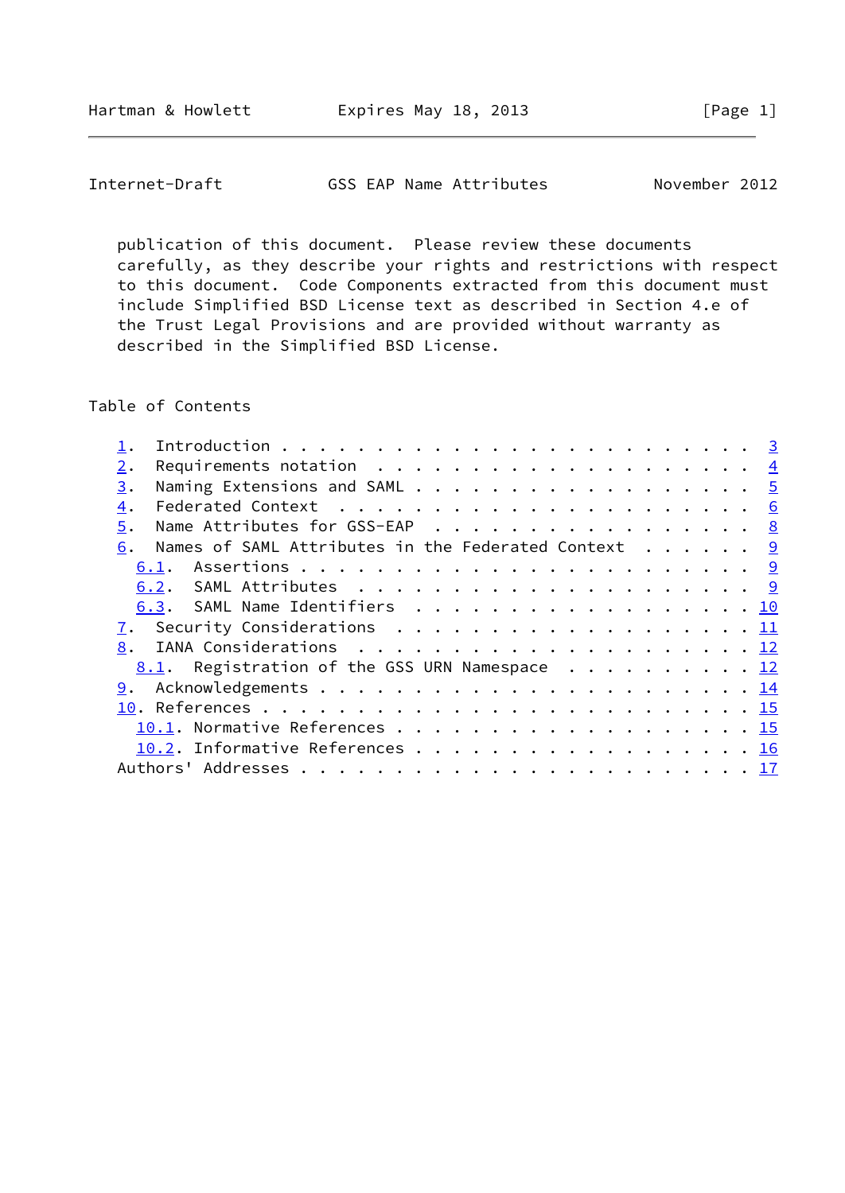publication of this document. Please review these documents carefully, as they describe your rights and restrictions with respect to this document. Code Components extracted from this document must include Simplified BSD License text as described in Section 4.e of the Trust Legal Provisions and are provided without warranty as described in the Simplified BSD License.

## Table of Contents

```
   1.  Introduction . . . . . . . . . . . . . . . . . . . . . . . . .  3
   2.  Requirements notation  . . . . . . . . . . . . . . . . . . . .  4
   3.  Naming Extensions and SAML . . . . . . . . . . . . . . . . . .  5
   4.  Federated Context  . . . . . . . . . . . . . . . . . . . . . .  6
   5.  Name Attributes for GSS-EAP  . . . . . . . . . . . . . . . . .  8
   6.  Names of SAML Attributes in the Federated Context  . . . . . .  9
     6.1.  Assertions . . . . . . . . . . . . . . . . . . . . . . . .  9
     6.2.  SAML Attributes  . . . . . . . . . . . . . . . . . . . . .  9
     6.3.  SAML Name Identifiers  . . . . . . . . . . . . . . . . . . 10
   7.  Security Considerations  . . . . . . . . . . . . . . . . . . . 11
   8.  IANA Considerations  . . . . . . . . . . . . . . . . . . . . . 12
     8.1.  Registration of the GSS URN Namespace  . . . . . . . . . . 12
   9.  Acknowledgements . . . . . . . . . . . . . . . . . . . . . . . 14
   10. References . . . . . . . . . . . . . . . . . . . . . . . . . . 15
     10.1. Normative References . . . . . . . . . . . . . . . . . . . 15
     10.2. Informative References . . . . . . . . . . . . . . . . . . 16
   Authors' Addresses . . . . . . . . . . . . . . . . . . . . . . . . 17
```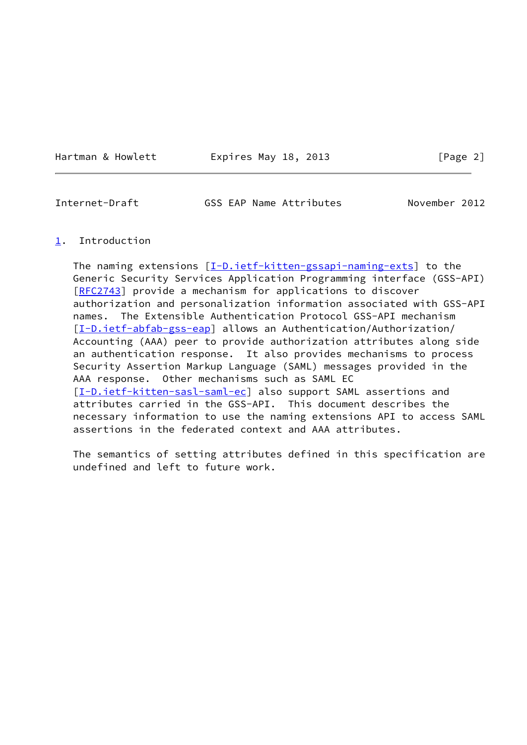## 1. Introduction

The naming extensions [I-D.ietf-kitten-gssapi-naming-exts] to the Generic Security Services Application Programming interface (GSS-API) [RFC2743] provide a mechanism for applications to discover authorization and personalization information associated with GSS-API names. The Extensible Authentication Protocol GSS-API mechanism [I-D.ietf-abfab-gss-eap] allows an Authentication/Authorization/Accounting (AAA) peer to provide authorization attributes along side an authentication response. It also provides mechanisms to process Security Assertion Markup Language (SAML) messages provided in the AAA response. Other mechanisms such as SAML EC [I-D.ietf-kitten-sasl-saml-ec] also support SAML assertions and attributes carried in the GSS-API. This document describes the necessary information to use the naming extensions API to access SAML assertions in the federated context and AAA attributes.

The semantics of setting attributes defined in this specification are undefined and left to future work.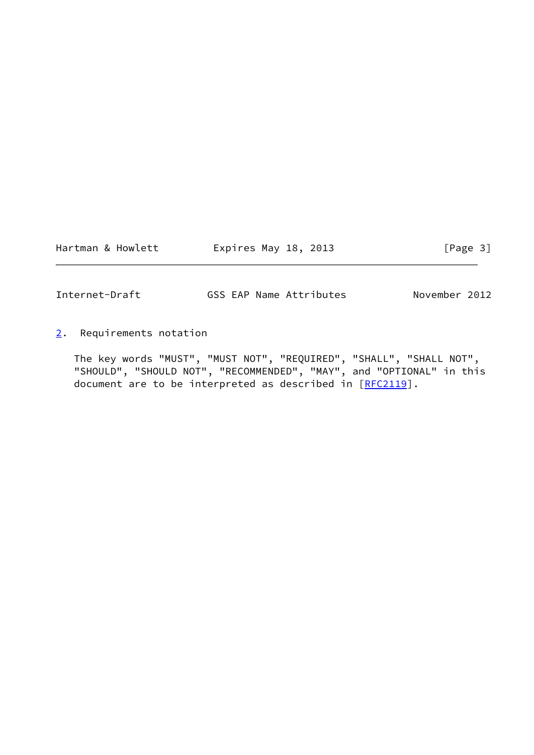## 2. Requirements notation

The key words "MUST", "MUST NOT", "REQUIRED", "SHALL", "SHALL NOT", "SHOULD", "SHOULD NOT", "RECOMMENDED", "MAY", and "OPTIONAL" in this document are to be interpreted as described in [RFC2119].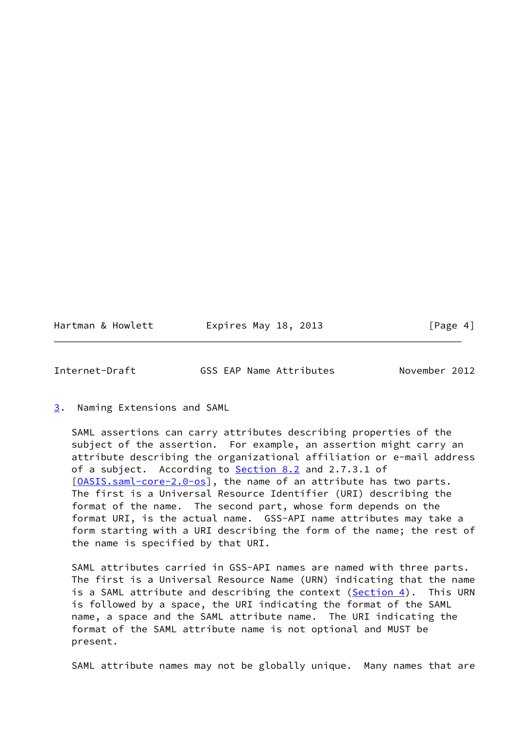## 3. Naming Extensions and SAML

SAML assertions can carry attributes describing properties of the subject of the assertion. For example, an assertion might carry an attribute describing the organizational affiliation or e-mail address of a subject. According to Section 8.2 and 2.7.3.1 of [OASIS.saml-core-2.0-os], the name of an attribute has two parts. The first is a Universal Resource Identifier (URI) describing the format of the name. The second part, whose form depends on the format URI, is the actual name. GSS-API name attributes may take a form starting with a URI describing the form of the name; the rest of the name is specified by that URI.

SAML attributes carried in GSS-API names are named with three parts. The first is a Universal Resource Name (URN) indicating that the name is a SAML attribute and describing the context (Section 4). This URN is followed by a space, the URI indicating the format of the SAML name, a space and the SAML attribute name. The URI indicating the format of the SAML attribute name is not optional and MUST be present.

SAML attribute names may not be globally unique. Many names that are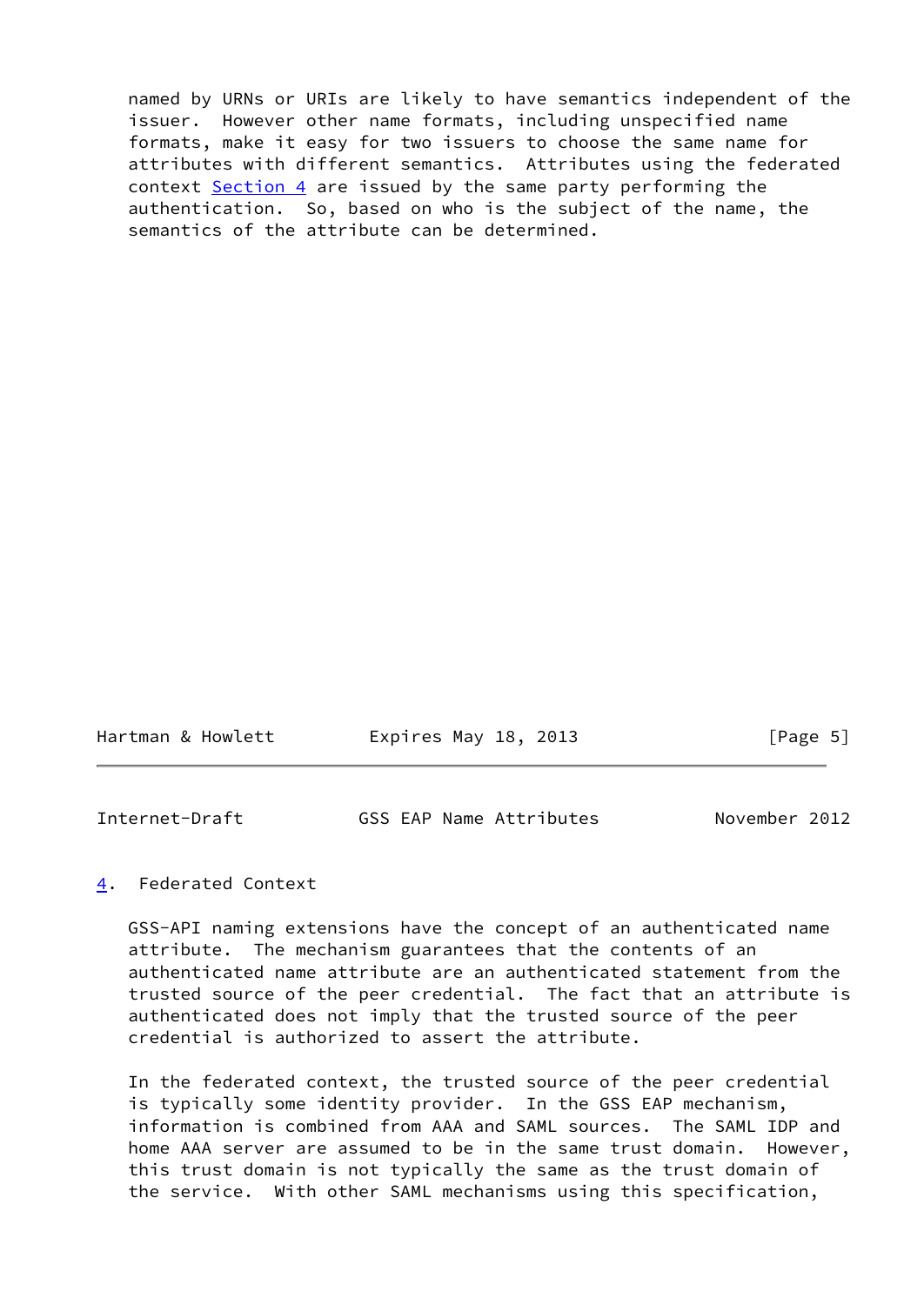named by URNs or URIs are likely to have semantics independent of the issuer. However other name formats, including unspecified name formats, make it easy for two issuers to choose the same name for attributes with different semantics. Attributes using the federated context Section 4 are issued by the same party performing the authentication. So, based on who is the subject of the name, the semantics of the attribute can be determined.

## 4. Federated Context

GSS-API naming extensions have the concept of an authenticated name attribute. The mechanism guarantees that the contents of an authenticated name attribute are an authenticated statement from the trusted source of the peer credential. The fact that an attribute is authenticated does not imply that the trusted source of the peer credential is authorized to assert the attribute.

In the federated context, the trusted source of the peer credential is typically some identity provider. In the GSS EAP mechanism, information is combined from AAA and SAML sources. The SAML IDP and home AAA server are assumed to be in the same trust domain. However, this trust domain is not typically the same as the trust domain of the service. With other SAML mechanisms using this specification,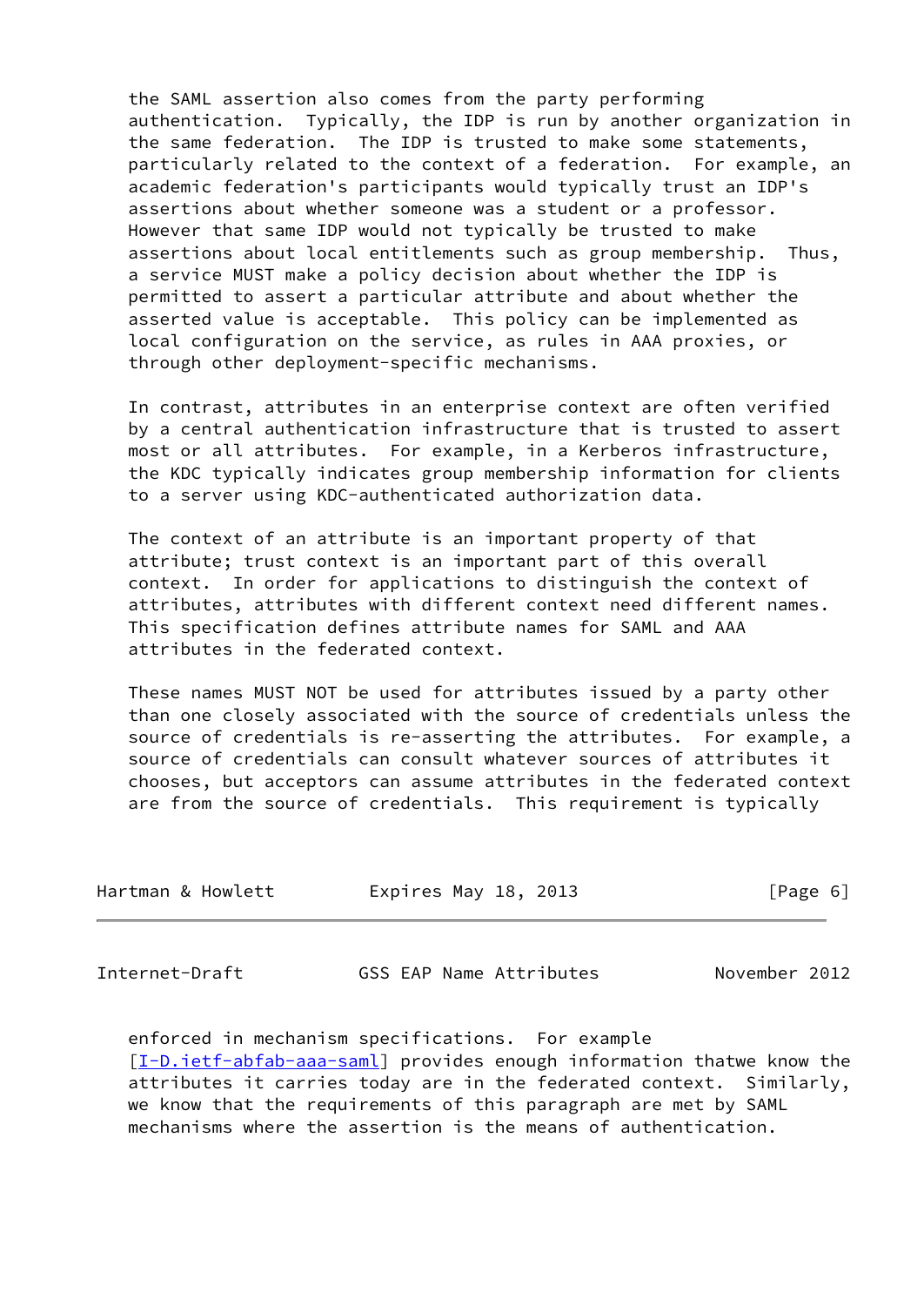the SAML assertion also comes from the party performing authentication. Typically, the IDP is run by another organization in the same federation. The IDP is trusted to make some statements, particularly related to the context of a federation. For example, an academic federation's participants would typically trust an IDP's assertions about whether someone was a student or a professor. However that same IDP would not typically be trusted to make assertions about local entitlements such as group membership. Thus, a service MUST make a policy decision about whether the IDP is permitted to assert a particular attribute and about whether the asserted value is acceptable. This policy can be implemented as local configuration on the service, as rules in AAA proxies, or through other deployment-specific mechanisms.

In contrast, attributes in an enterprise context are often verified by a central authentication infrastructure that is trusted to assert most or all attributes. For example, in a Kerberos infrastructure, the KDC typically indicates group membership information for clients to a server using KDC-authenticated authorization data.

The context of an attribute is an important property of that attribute; trust context is an important part of this overall context. In order for applications to distinguish the context of attributes, attributes with different context need different names. This specification defines attribute names for SAML and AAA attributes in the federated context.

These names MUST NOT be used for attributes issued by a party other than one closely associated with the source of credentials unless the source of credentials is re-asserting the attributes. For example, a source of credentials can consult whatever sources of attributes it chooses, but acceptors can assume attributes in the federated context are from the source of credentials. This requirement is typically enforced in mechanism specifications. For example [I-D.ietf-abfab-aaa-saml] provides enough information thatwe know the attributes it carries today are in the federated context. Similarly, we know that the requirements of this paragraph are met by SAML mechanisms where the assertion is the means of authentication.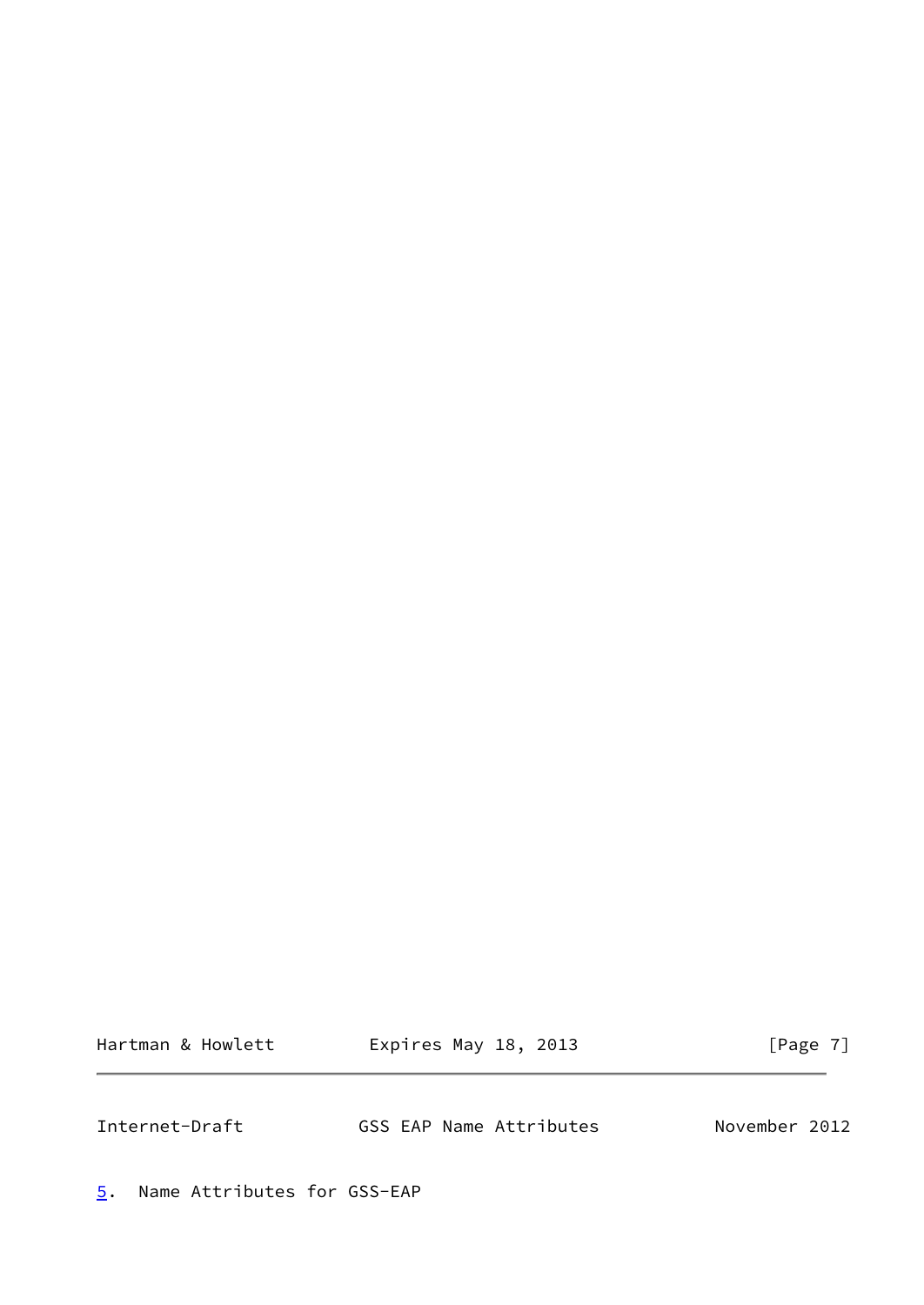## 5. Name Attributes for GSS-EAP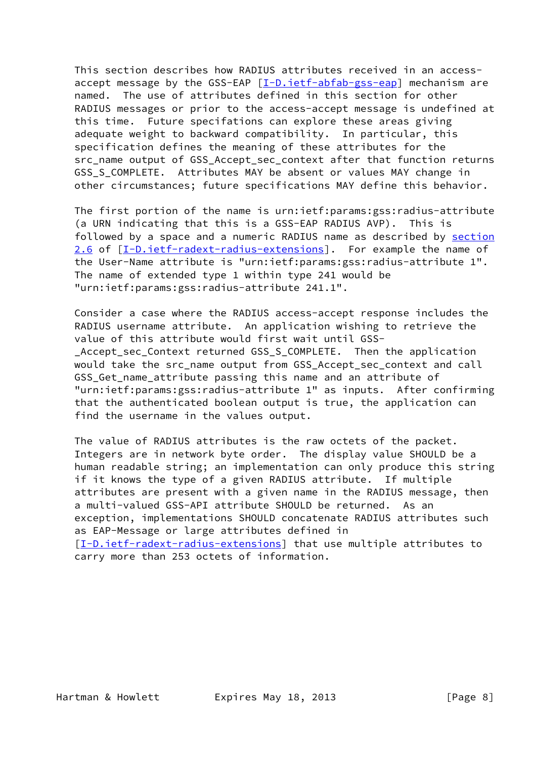This section describes how RADIUS attributes received in an access-accept message by the GSS-EAP [I-D.ietf-abfab-gss-eap] mechanism are named. The use of attributes defined in this section for other RADIUS messages or prior to the access-accept message is undefined at this time. Future specifications can explore these areas giving adequate weight to backward compatibility. In particular, this specification defines the meaning of these attributes for the src_name output of GSS_Accept_sec_context after that function returns GSS_S_COMPLETE. Attributes MAY be absent or values MAY change in other circumstances; future specifications MAY define this behavior.

The first portion of the name is urn:ietf:params:gss:radius-attribute (a URN indicating that this is a GSS-EAP RADIUS AVP). This is followed by a space and a numeric RADIUS name as described by section 2.6 of [I-D.ietf-radext-radius-extensions]. For example the name of the User-Name attribute is "urn:ietf:params:gss:radius-attribute 1". The name of extended type 1 within type 241 would be "urn:ietf:params:gss:radius-attribute 241.1".

Consider a case where the RADIUS access-accept response includes the RADIUS username attribute. An application wishing to retrieve the value of this attribute would first wait until GSS-_Accept_sec_Context returned GSS_S_COMPLETE. Then the application would take the src_name output from GSS_Accept_sec_context and call GSS_Get_name_attribute passing this name and an attribute of "urn:ietf:params:gss:radius-attribute 1" as inputs. After confirming that the authenticated boolean output is true, the application can find the username in the values output.

The value of RADIUS attributes is the raw octets of the packet. Integers are in network byte order. The display value SHOULD be a human readable string; an implementation can only produce this string if it knows the type of a given RADIUS attribute. If multiple attributes are present with a given name in the RADIUS message, then a multi-valued GSS-API attribute SHOULD be returned. As an exception, implementations SHOULD concatenate RADIUS attributes such as EAP-Message or large attributes defined in [I-D.ietf-radext-radius-extensions] that use multiple attributes to carry more than 253 octets of information.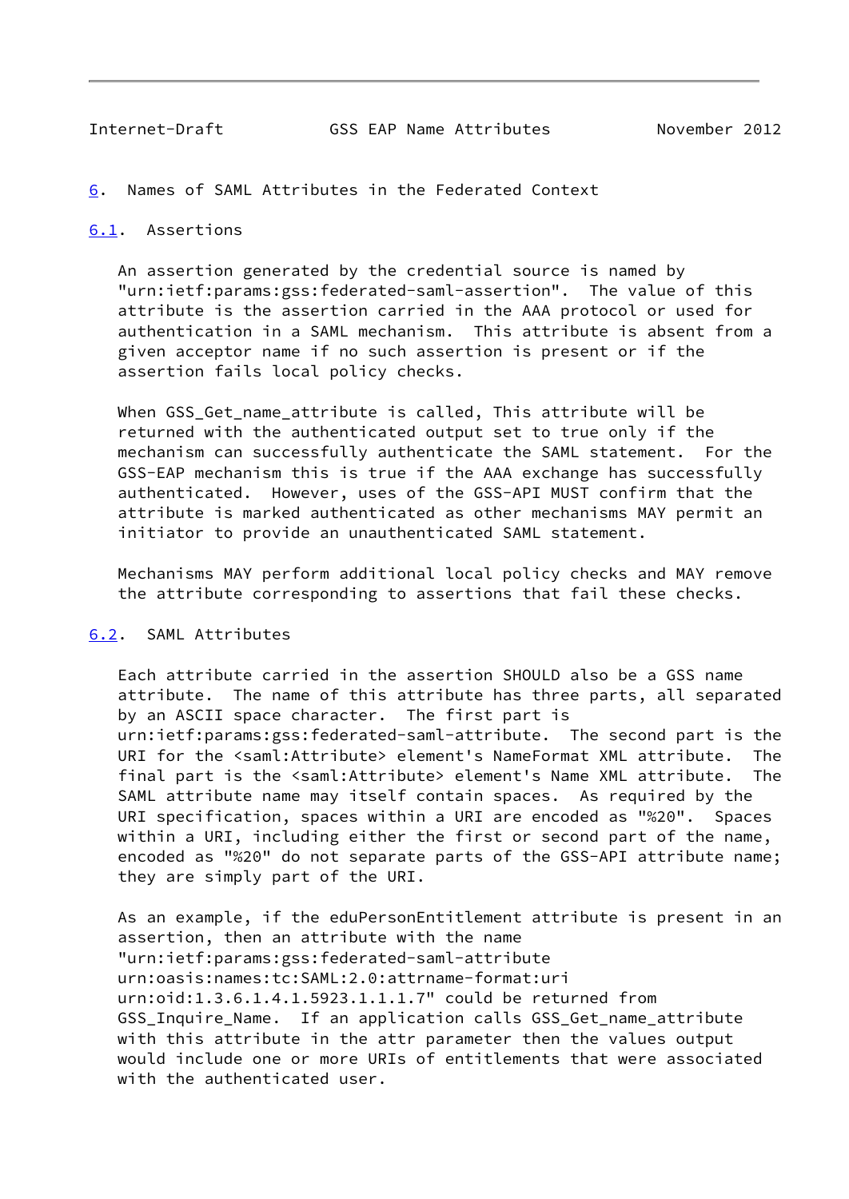## 6. Names of SAML Attributes in the Federated Context

### 6.1. Assertions

An assertion generated by the credential source is named by "urn:ietf:params:gss:federated-saml-assertion". The value of this attribute is the assertion carried in the AAA protocol or used for authentication in a SAML mechanism. This attribute is absent from a given acceptor name if no such assertion is present or if the assertion fails local policy checks.

When GSS_Get_name_attribute is called, This attribute will be returned with the authenticated output set to true only if the mechanism can successfully authenticate the SAML statement. For the GSS-EAP mechanism this is true if the AAA exchange has successfully authenticated. However, uses of the GSS-API MUST confirm that the attribute is marked authenticated as other mechanisms MAY permit an initiator to provide an unauthenticated SAML statement.

Mechanisms MAY perform additional local policy checks and MAY remove the attribute corresponding to assertions that fail these checks.

### 6.2. SAML Attributes

Each attribute carried in the assertion SHOULD also be a GSS name attribute. The name of this attribute has three parts, all separated by an ASCII space character. The first part is urn:ietf:params:gss:federated-saml-attribute. The second part is the URI for the <saml:Attribute> element's NameFormat XML attribute. The final part is the <saml:Attribute> element's Name XML attribute. The SAML attribute name may itself contain spaces. As required by the URI specification, spaces within a URI are encoded as "%20". Spaces within a URI, including either the first or second part of the name, encoded as "%20" do not separate parts of the GSS-API attribute name; they are simply part of the URI.

As an example, if the eduPersonEntitlement attribute is present in an assertion, then an attribute with the name "urn:ietf:params:gss:federated-saml-attribute urn:oasis:names:tc:SAML:2.0:attrname-format:uri urn:oid:1.3.6.1.4.1.5923.1.1.1.7" could be returned from GSS_Inquire_Name. If an application calls GSS_Get_name_attribute with this attribute in the attr parameter then the values output would include one or more URIs of entitlements that were associated with the authenticated user.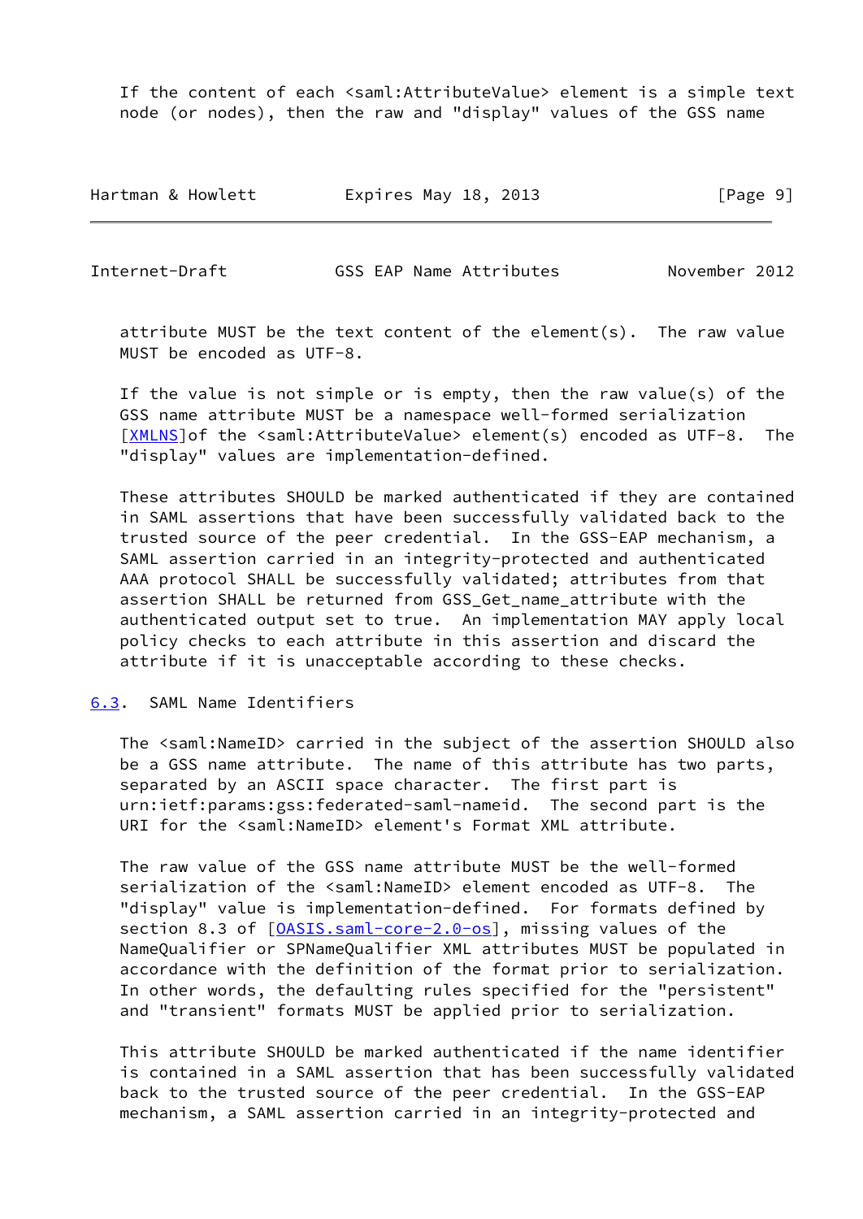If the content of each <saml:AttributeValue> element is a simple text node (or nodes), then the raw and "display" values of the GSS name attribute MUST be the text content of the element(s). The raw value MUST be encoded as UTF-8.

If the value is not simple or is empty, then the raw value(s) of the GSS name attribute MUST be a namespace well-formed serialization [XMLNS]of the <saml:AttributeValue> element(s) encoded as UTF-8. The "display" values are implementation-defined.

These attributes SHOULD be marked authenticated if they are contained in SAML assertions that have been successfully validated back to the trusted source of the peer credential. In the GSS-EAP mechanism, a SAML assertion carried in an integrity-protected and authenticated AAA protocol SHALL be successfully validated; attributes from that assertion SHALL be returned from GSS_Get_name_attribute with the authenticated output set to true. An implementation MAY apply local policy checks to each attribute in this assertion and discard the attribute if it is unacceptable according to these checks.

### 6.3. SAML Name Identifiers

The <saml:NameID> carried in the subject of the assertion SHOULD also be a GSS name attribute. The name of this attribute has two parts, separated by an ASCII space character. The first part is urn:ietf:params:gss:federated-saml-nameid. The second part is the URI for the <saml:NameID> element's Format XML attribute.

The raw value of the GSS name attribute MUST be the well-formed serialization of the <saml:NameID> element encoded as UTF-8. The "display" value is implementation-defined. For formats defined by section 8.3 of [OASIS.saml-core-2.0-os], missing values of the NameQualifier or SPNameQualifier XML attributes MUST be populated in accordance with the definition of the format prior to serialization. In other words, the defaulting rules specified for the "persistent" and "transient" formats MUST be applied prior to serialization.

This attribute SHOULD be marked authenticated if the name identifier is contained in a SAML assertion that has been successfully validated back to the trusted source of the peer credential. In the GSS-EAP mechanism, a SAML assertion carried in an integrity-protected and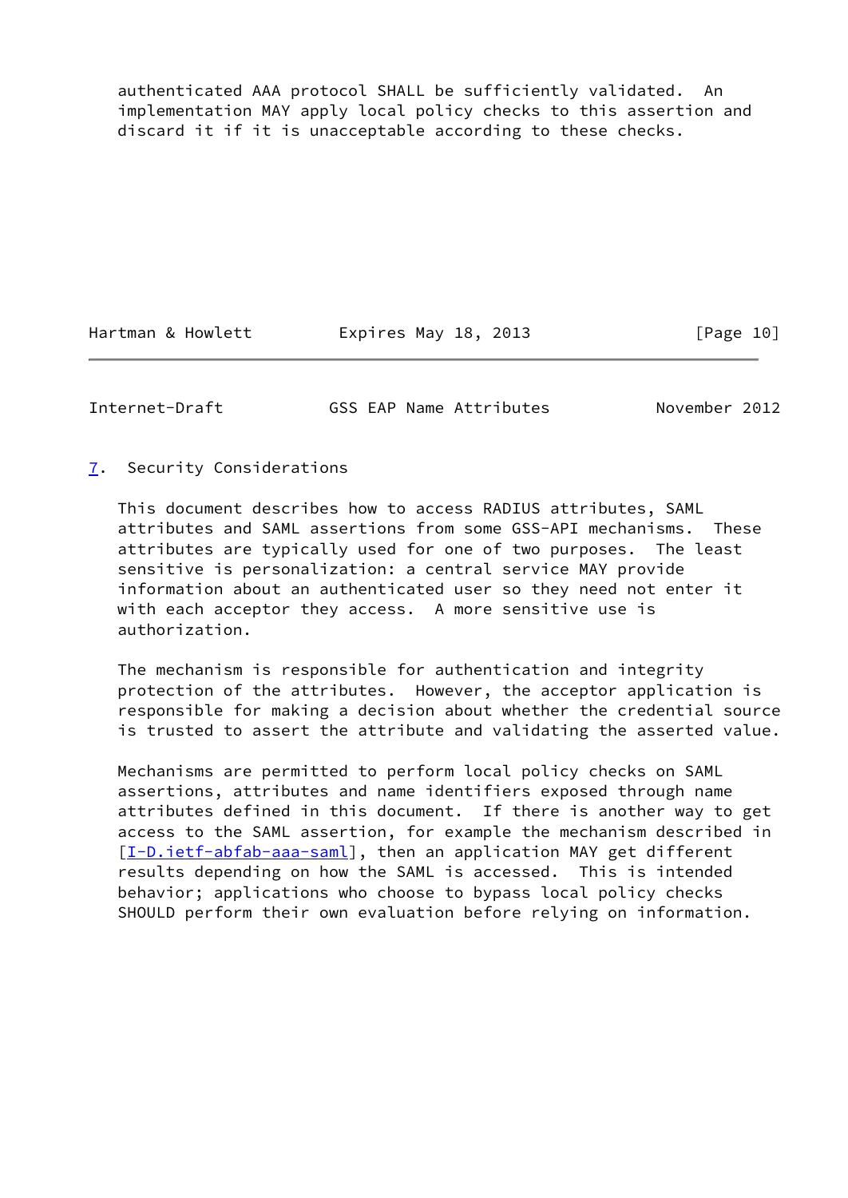authenticated AAA protocol SHALL be sufficiently validated. An implementation MAY apply local policy checks to this assertion and discard it if it is unacceptable according to these checks.

## 7. Security Considerations

This document describes how to access RADIUS attributes, SAML attributes and SAML assertions from some GSS-API mechanisms. These attributes are typically used for one of two purposes. The least sensitive is personalization: a central service MAY provide information about an authenticated user so they need not enter it with each acceptor they access. A more sensitive use is authorization.

The mechanism is responsible for authentication and integrity protection of the attributes. However, the acceptor application is responsible for making a decision about whether the credential source is trusted to assert the attribute and validating the asserted value.

Mechanisms are permitted to perform local policy checks on SAML assertions, attributes and name identifiers exposed through name attributes defined in this document. If there is another way to get access to the SAML assertion, for example the mechanism described in [I-D.ietf-abfab-aaa-saml], then an application MAY get different results depending on how the SAML is accessed. This is intended behavior; applications who choose to bypass local policy checks SHOULD perform their own evaluation before relying on information.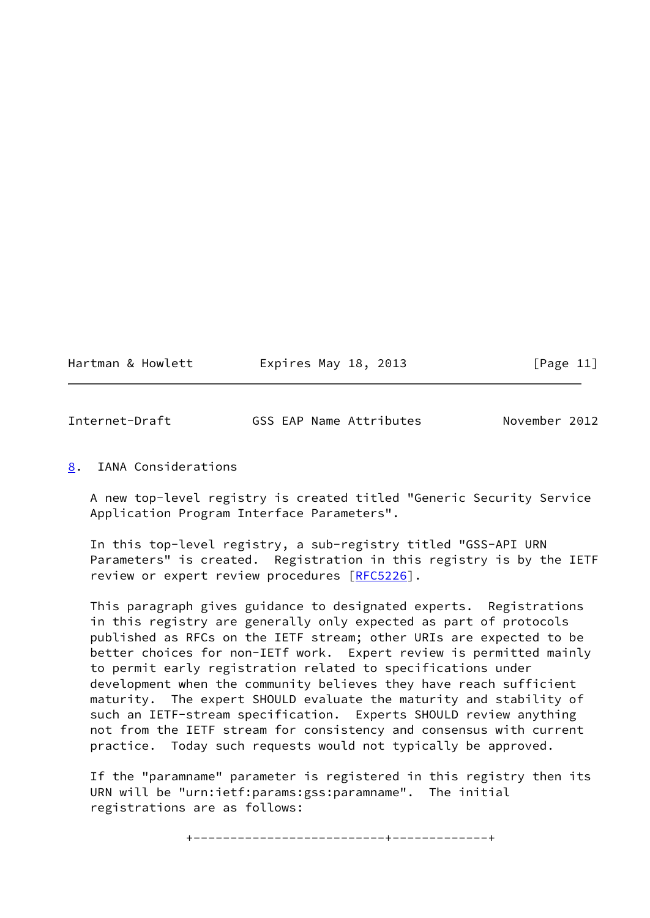## 8. IANA Considerations

A new top-level registry is created titled "Generic Security Service Application Program Interface Parameters".

In this top-level registry, a sub-registry titled "GSS-API URN Parameters" is created. Registration in this registry is by the IETF review or expert review procedures [RFC5226].

This paragraph gives guidance to designated experts. Registrations in this registry are generally only expected as part of protocols published as RFCs on the IETF stream; other URIs are expected to be better choices for non-IETf work. Expert review is permitted mainly to permit early registration related to specifications under development when the community believes they have reach sufficient maturity. The expert SHOULD evaluate the maturity and stability of such an IETF-stream specification. Experts SHOULD review anything not from the IETF stream for consistency and consensus with current practice. Today such requests would not typically be approved.

If the "paramname" parameter is registered in this registry then its URN will be "urn:ietf:params:gss:paramname". The initial registrations are as follows: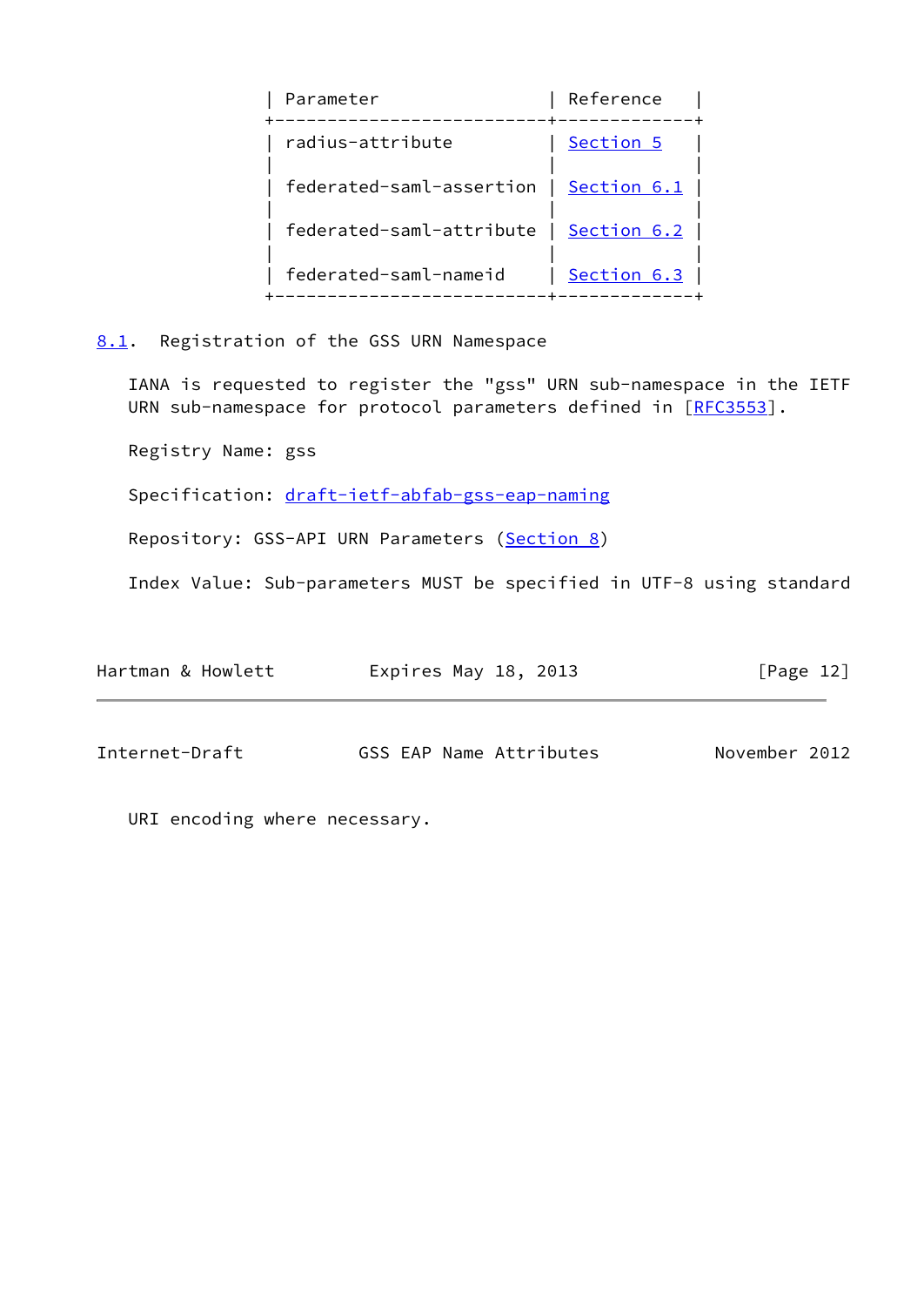| Parameter | Reference |
| --- | --- |
| radius-attribute | Section 5 |
| federated-saml-assertion | Section 6.1 |
| federated-saml-attribute | Section 6.2 |
| federated-saml-nameid | Section 6.3 |

### 8.1. Registration of the GSS URN Namespace

IANA is requested to register the "gss" URN sub-namespace in the IETF URN sub-namespace for protocol parameters defined in [RFC3553].

Registry Name: gss

Specification: draft-ietf-abfab-gss-eap-naming

Repository: GSS-API URN Parameters (Section 8)

Index Value: Sub-parameters MUST be specified in UTF-8 using standard URI encoding where necessary.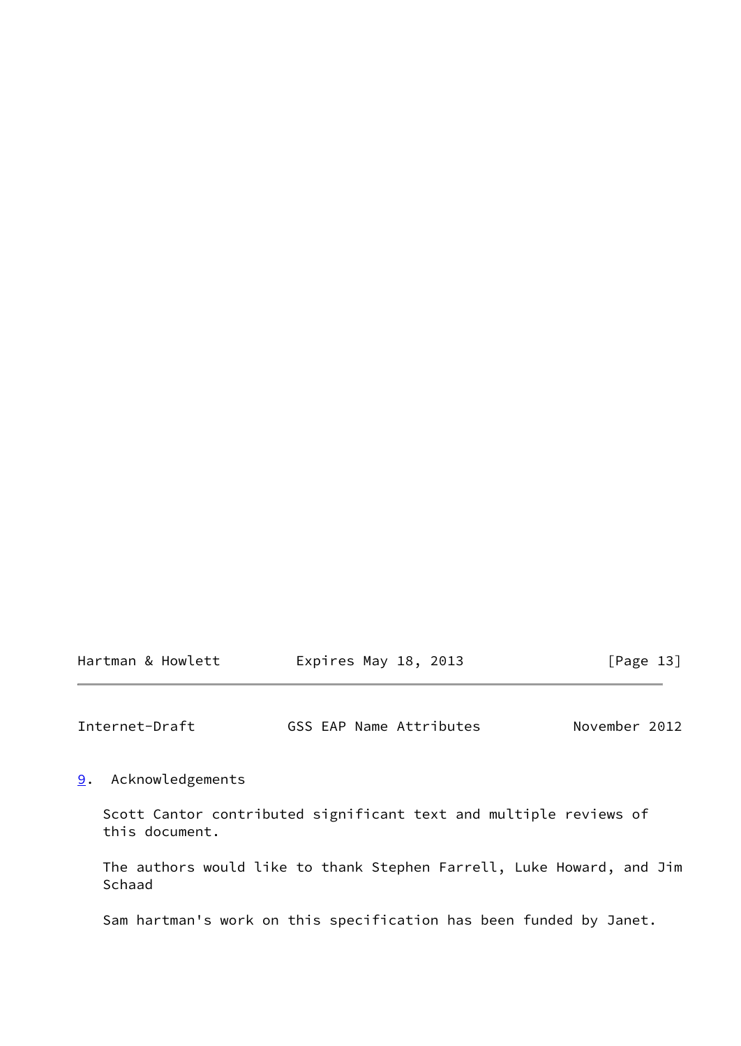## 9. Acknowledgements

Scott Cantor contributed significant text and multiple reviews of this document.

The authors would like to thank Stephen Farrell, Luke Howard, and Jim Schaad

Sam hartman's work on this specification has been funded by Janet.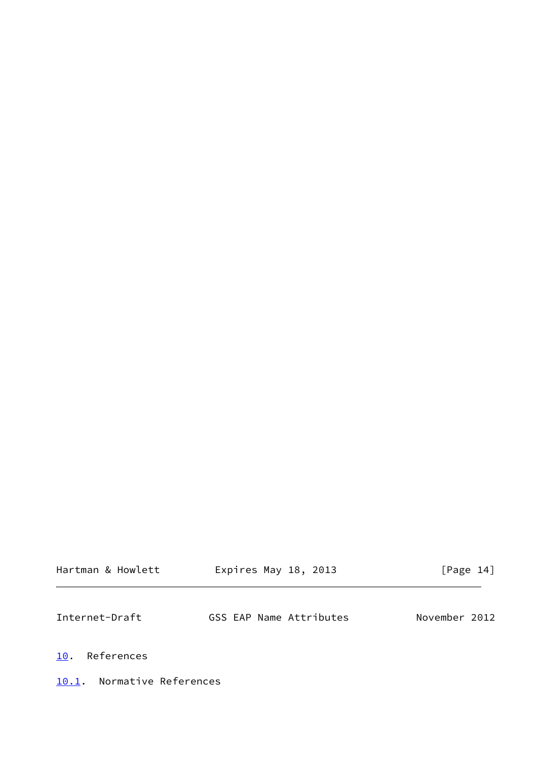## 10. References

### 10.1. Normative References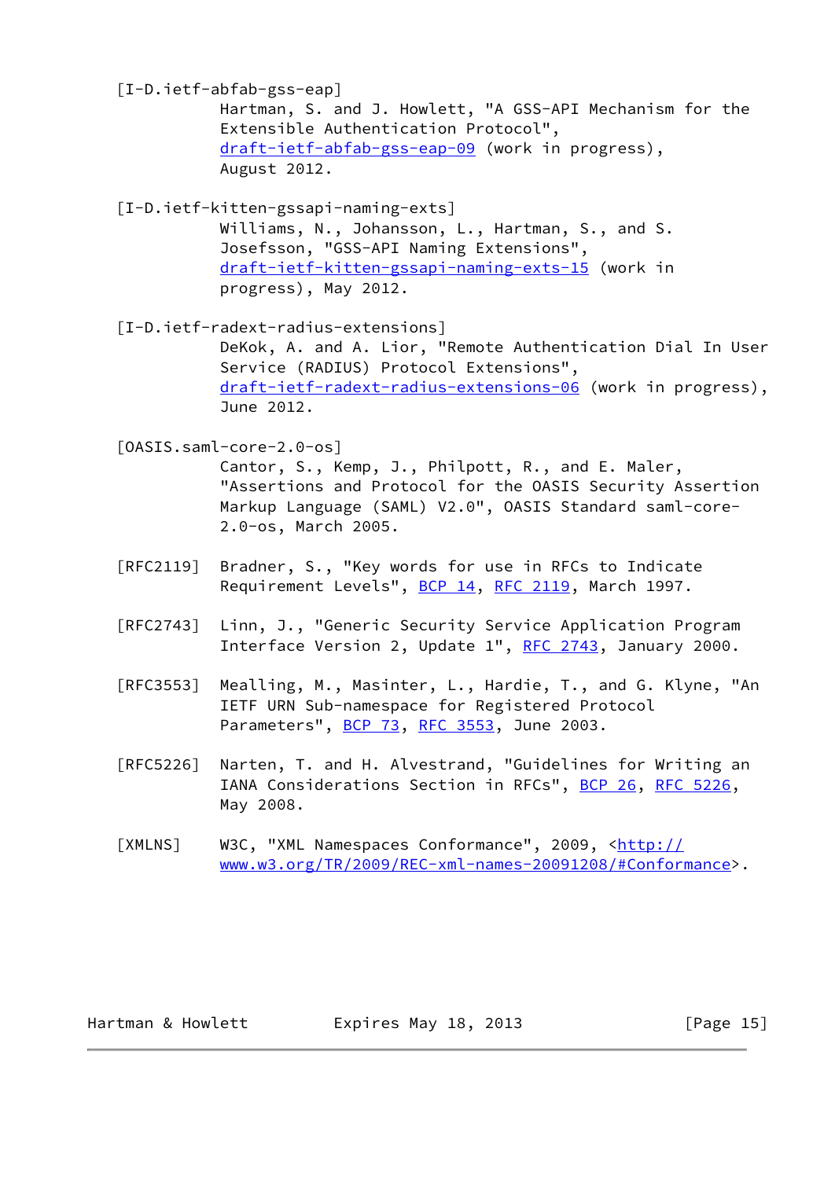[I-D.ietf-abfab-gss-eap]
Hartman, S. and J. Howlett, "A GSS-API Mechanism for the Extensible Authentication Protocol", draft-ietf-abfab-gss-eap-09 (work in progress), August 2012.

[I-D.ietf-kitten-gssapi-naming-exts]
Williams, N., Johansson, L., Hartman, S., and S. Josefsson, "GSS-API Naming Extensions", draft-ietf-kitten-gssapi-naming-exts-15 (work in progress), May 2012.

[I-D.ietf-radext-radius-extensions]
DeKok, A. and A. Lior, "Remote Authentication Dial In User Service (RADIUS) Protocol Extensions", draft-ietf-radext-radius-extensions-06 (work in progress), June 2012.

[OASIS.saml-core-2.0-os]
Cantor, S., Kemp, J., Philpott, R., and E. Maler, "Assertions and Protocol for the OASIS Security Assertion Markup Language (SAML) V2.0", OASIS Standard saml-core-2.0-os, March 2005.

[RFC2119] Bradner, S., "Key words for use in RFCs to Indicate Requirement Levels", BCP 14, RFC 2119, March 1997.

[RFC2743] Linn, J., "Generic Security Service Application Program Interface Version 2, Update 1", RFC 2743, January 2000.

[RFC3553] Mealling, M., Masinter, L., Hardie, T., and G. Klyne, "An IETF URN Sub-namespace for Registered Protocol Parameters", BCP 73, RFC 3553, June 2003.

[RFC5226] Narten, T. and H. Alvestrand, "Guidelines for Writing an IANA Considerations Section in RFCs", BCP 26, RFC 5226, May 2008.

[XMLNS] W3C, "XML Namespaces Conformance", 2009, <http://www.w3.org/TR/2009/REC-xml-names-20091208/#Conformance>.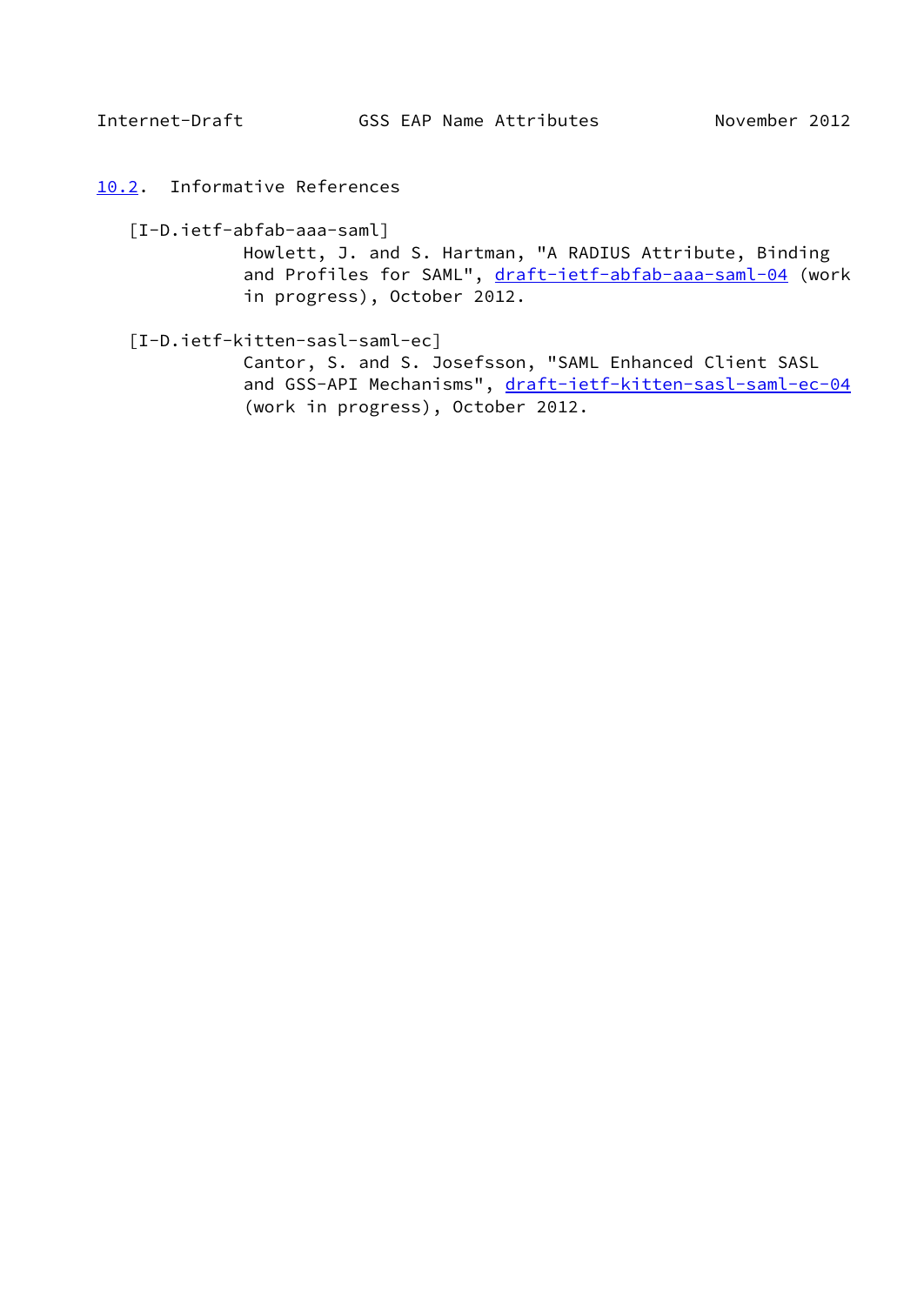### 10.2. Informative References

[I-D.ietf-abfab-aaa-saml]
Howlett, J. and S. Hartman, "A RADIUS Attribute, Binding and Profiles for SAML", draft-ietf-abfab-aaa-saml-04 (work in progress), October 2012.

[I-D.ietf-kitten-sasl-saml-ec]
Cantor, S. and S. Josefsson, "SAML Enhanced Client SASL and GSS-API Mechanisms", draft-ietf-kitten-sasl-saml-ec-04 (work in progress), October 2012.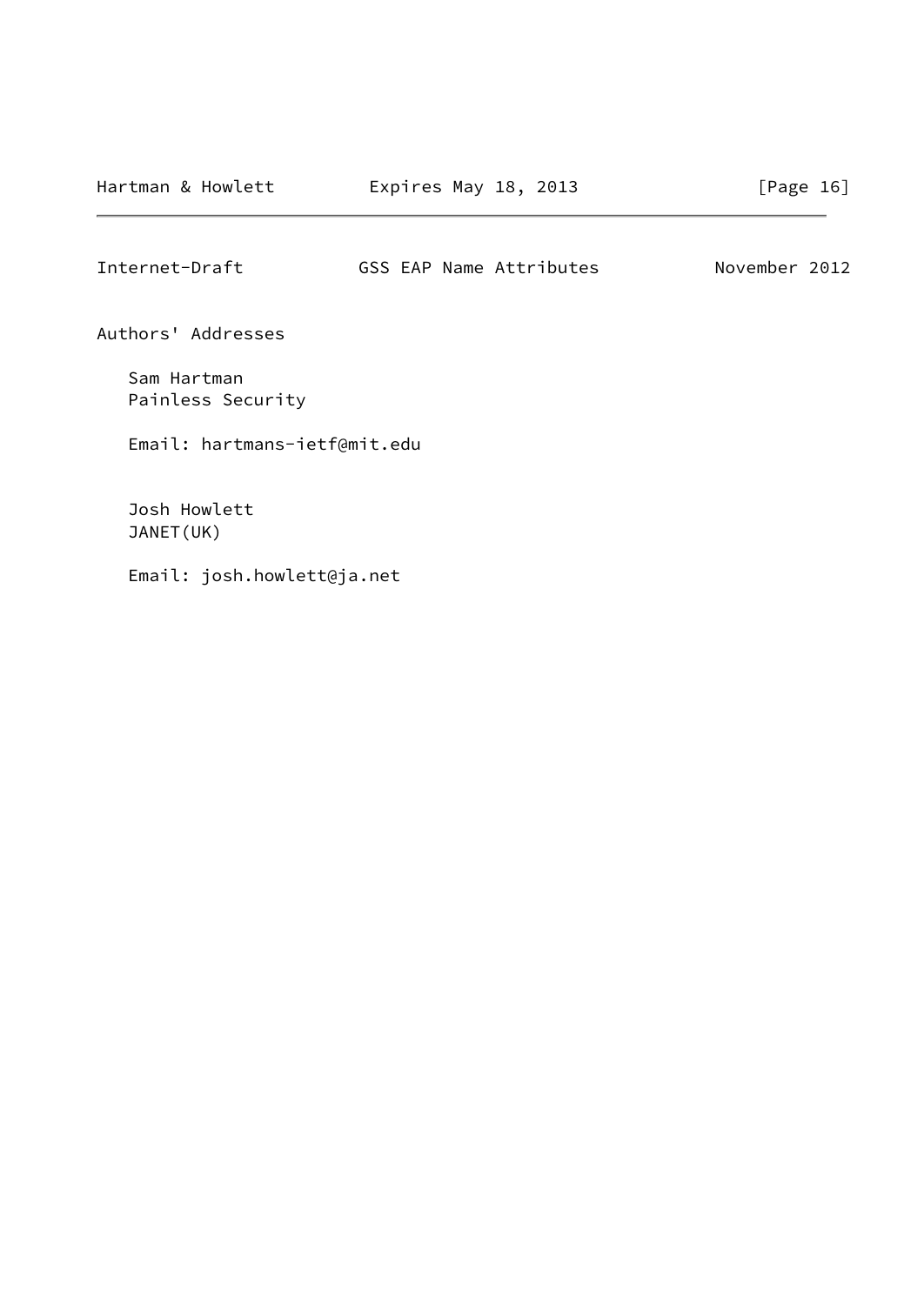## Authors' Addresses

Sam Hartman
Painless Security

Email: hartmans-ietf@mit.edu

Josh Howlett
JANET(UK)

Email: josh.howlett@ja.net